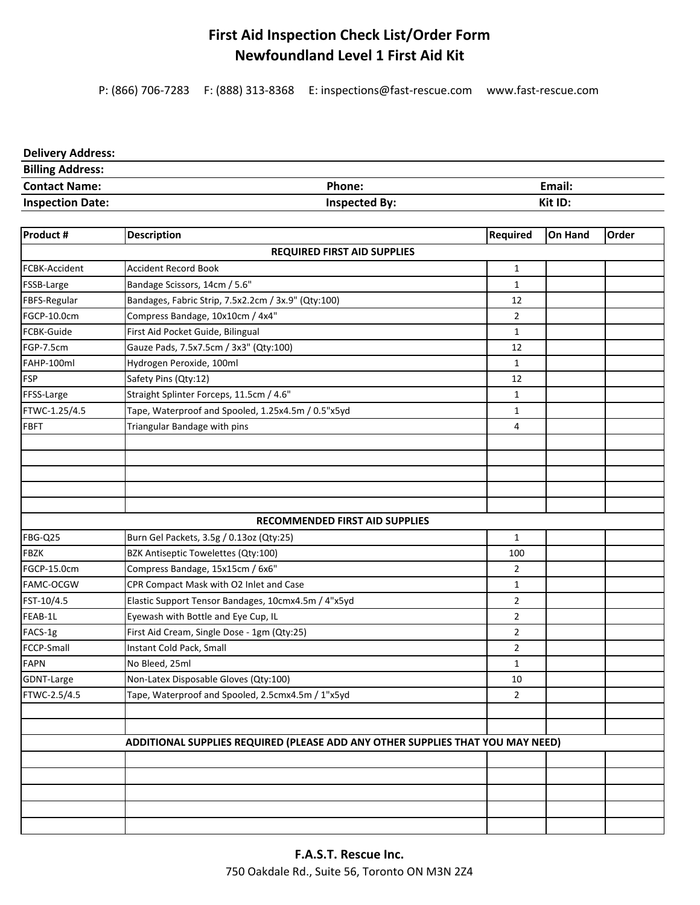# First Aid Inspection Check List/Order Form
# Newfoundland Level 1 First Aid Kit

P: (866) 706-7283 F: (888) 313-8368 E: inspections@fast-rescue.com www.fast-rescue.com

**Delivery Address:**

**Billing Address:**

**Contact Name:** **Phone:** **Email:**

**Inspection Date:** **Inspected By:** **Kit ID:**

| Product # | Description | Required | On Hand | Order |
|---|---|---|---|---|
| | **REQUIRED FIRST AID SUPPLIES** | | | |
| FCBK-Accident | Accident Record Book | 1 | | |
| FSSB-Large | Bandage Scissors, 14cm / 5.6" | 1 | | |
| FBFS-Regular | Bandages, Fabric Strip, 7.5x2.2cm / 3x.9" (Qty:100) | 12 | | |
| FGCP-10.0cm | Compress Bandage, 10x10cm / 4x4" | 2 | | |
| FCBK-Guide | First Aid Pocket Guide, Bilingual | 1 | | |
| FGP-7.5cm | Gauze Pads, 7.5x7.5cm / 3x3" (Qty:100) | 12 | | |
| FAHP-100ml | Hydrogen Peroxide, 100ml | 1 | | |
| FSP | Safety Pins (Qty:12) | 12 | | |
| FFSS-Large | Straight Splinter Forceps, 11.5cm / 4.6" | 1 | | |
| FTWC-1.25/4.5 | Tape, Waterproof and Spooled, 1.25x4.5m / 0.5"x5yd | 1 | | |
| FBFT | Triangular Bandage with pins | 4 | | |
| | | | | |
| | | | | |
| | | | | |
| | | | | |
| | | | | |
| | **RECOMMENDED FIRST AID SUPPLIES** | | | |
| FBG-Q25 | Burn Gel Packets, 3.5g / 0.13oz (Qty:25) | 1 | | |
| FBZK | BZK Antiseptic Towelettes (Qty:100) | 100 | | |
| FGCP-15.0cm | Compress Bandage, 15x15cm / 6x6" | 2 | | |
| FAMC-OCGW | CPR Compact Mask with O2 Inlet and Case | 1 | | |
| FST-10/4.5 | Elastic Support Tensor Bandages, 10cmx4.5m / 4"x5yd | 2 | | |
| FEAB-1L | Eyewash with Bottle and Eye Cup, IL | 2 | | |
| FACS-1g | First Aid Cream, Single Dose - 1gm (Qty:25) | 2 | | |
| FCCP-Small | Instant Cold Pack, Small | 2 | | |
| FAPN | No Bleed, 25ml | 1 | | |
| GDNT-Large | Non-Latex Disposable Gloves (Qty:100) | 10 | | |
| FTWC-2.5/4.5 | Tape, Waterproof and Spooled, 2.5cmx4.5m / 1"x5yd | 2 | | |
| | | | | |
| | | | | |
| | **ADDITIONAL SUPPLIES REQUIRED (PLEASE ADD ANY OTHER SUPPLIES THAT YOU MAY NEED)** | | | |
| | | | | |
| | | | | |
| | | | | |
| | | | | |
| | | | | |

**F.A.S.T. Rescue Inc.**

750 Oakdale Rd., Suite 56, Toronto ON M3N 2Z4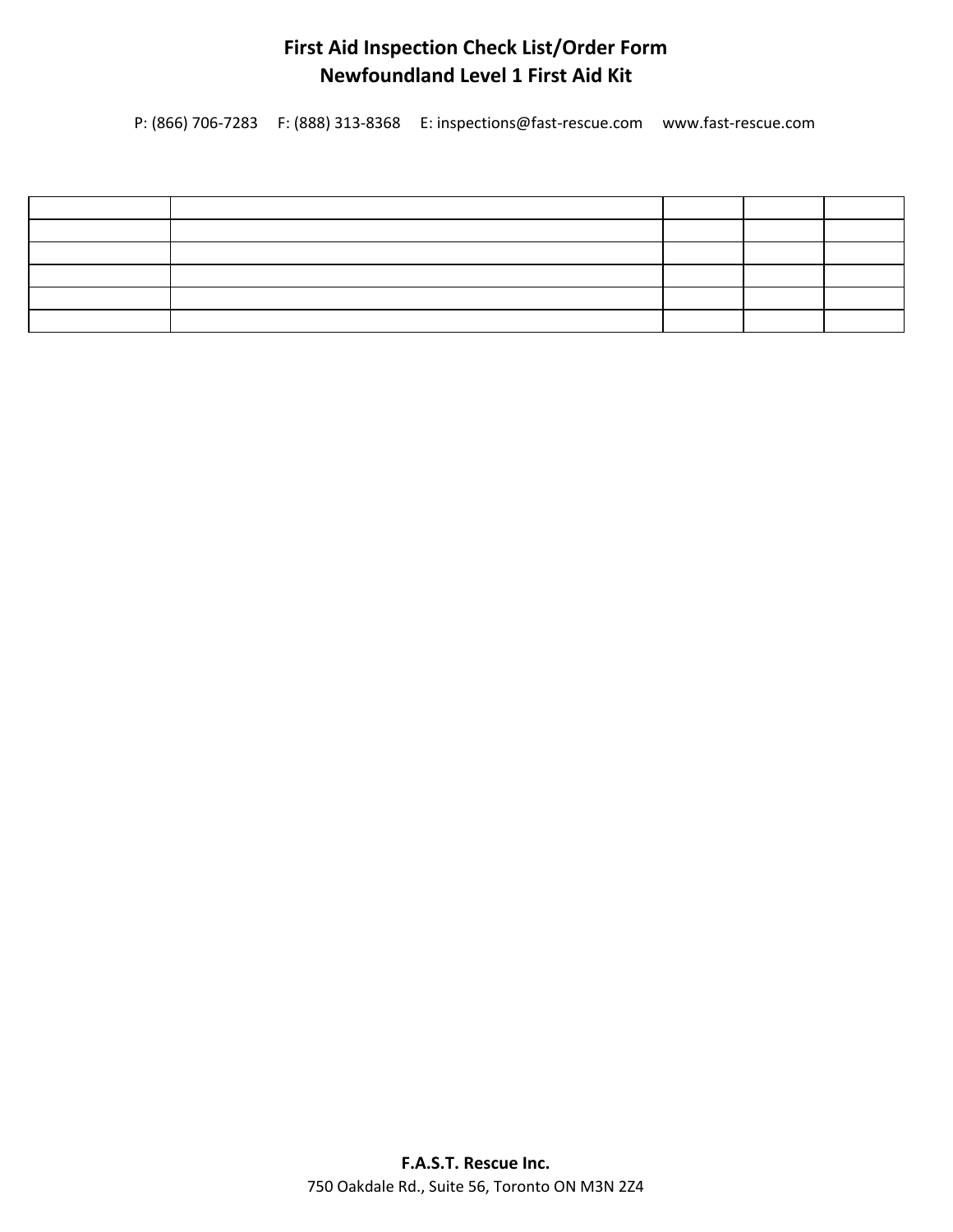**First Aid Inspection Check List/Order Form**
**Newfoundland Level 1 First Aid Kit**

P: (866) 706-7283     F: (888) 313-8368     E: inspections@fast-rescue.com     www.fast-rescue.com

| | | | | |
|---|---|---|---|---|
| | | | | |
| | | | | |
| | | | | |
| | | | | |
| | | | | |

**F.A.S.T. Rescue Inc.**
750 Oakdale Rd., Suite 56, Toronto ON M3N 2Z4